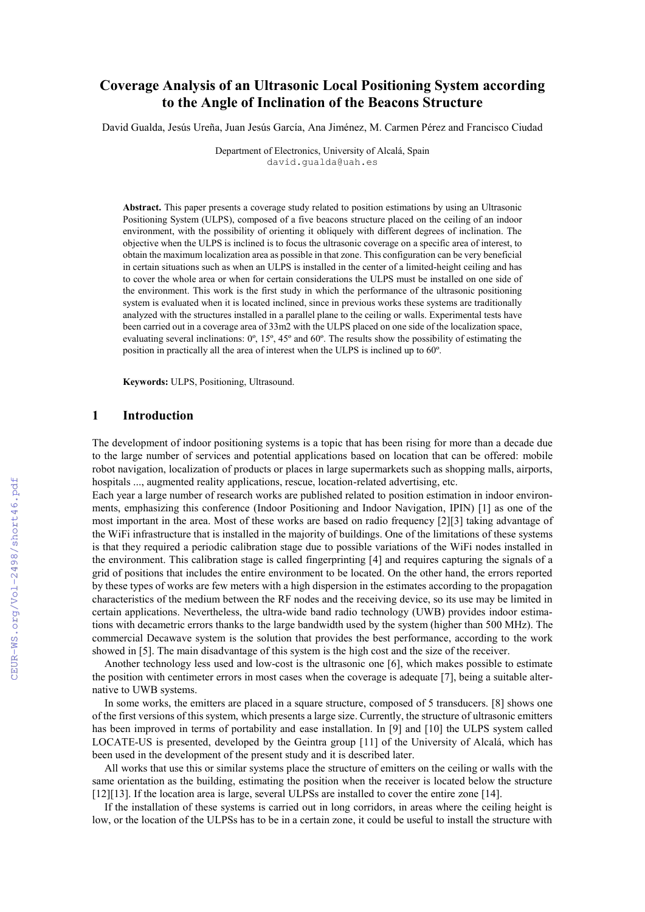# Coverage Analysis of an Ultrasonic Local Positioning System according to the Angle of Inclination of the Beacons Structure

David Gualda, Jesús Ureña, Juan Jesús García, Ana Jiménez, M. Carmen Pérez and Francisco Ciudad

Department of Electronics, University of Alcalá, Spain
david.gualda@uah.es

**Abstract.** This paper presents a coverage study related to position estimations by using an Ultrasonic Positioning System (ULPS), composed of a five beacons structure placed on the ceiling of an indoor environment, with the possibility of orienting it obliquely with different degrees of inclination. The objective when the ULPS is inclined is to focus the ultrasonic coverage on a specific area of interest, to obtain the maximum localization area as possible in that zone. This configuration can be very beneficial in certain situations such as when an ULPS is installed in the center of a limited-height ceiling and has to cover the whole area or when for certain considerations the ULPS must be installed on one side of the environment. This work is the first study in which the performance of the ultrasonic positioning system is evaluated when it is located inclined, since in previous works these systems are traditionally analyzed with the structures installed in a parallel plane to the ceiling or walls. Experimental tests have been carried out in a coverage area of 33m2 with the ULPS placed on one side of the localization space, evaluating several inclinations: 0º, 15º, 45º and 60º. The results show the possibility of estimating the position in practically all the area of interest when the ULPS is inclined up to 60º.

**Keywords:** ULPS, Positioning, Ultrasound.

## 1 Introduction

The development of indoor positioning systems is a topic that has been rising for more than a decade due to the large number of services and potential applications based on location that can be offered: mobile robot navigation, localization of products or places in large supermarkets such as shopping malls, airports, hospitals ..., augmented reality applications, rescue, location-related advertising, etc.

Each year a large number of research works are published related to position estimation in indoor environments, emphasizing this conference (Indoor Positioning and Indoor Navigation, IPIN) [1] as one of the most important in the area. Most of these works are based on radio frequency [2][3] taking advantage of the WiFi infrastructure that is installed in the majority of buildings. One of the limitations of these systems is that they required a periodic calibration stage due to possible variations of the WiFi nodes installed in the environment. This calibration stage is called fingerprinting [4] and requires capturing the signals of a grid of positions that includes the entire environment to be located. On the other hand, the errors reported by these types of works are few meters with a high dispersion in the estimates according to the propagation characteristics of the medium between the RF nodes and the receiving device, so its use may be limited in certain applications. Nevertheless, the ultra-wide band radio technology (UWB) provides indoor estimations with decametric errors thanks to the large bandwidth used by the system (higher than 500 MHz). The commercial Decawave system is the solution that provides the best performance, according to the work showed in [5]. The main disadvantage of this system is the high cost and the size of the receiver.

Another technology less used and low-cost is the ultrasonic one [6], which makes possible to estimate the position with centimeter errors in most cases when the coverage is adequate [7], being a suitable alternative to UWB systems.

In some works, the emitters are placed in a square structure, composed of 5 transducers. [8] shows one of the first versions of this system, which presents a large size. Currently, the structure of ultrasonic emitters has been improved in terms of portability and ease installation. In [9] and [10] the ULPS system called LOCATE-US is presented, developed by the Geintra group [11] of the University of Alcalá, which has been used in the development of the present study and it is described later.

All works that use this or similar systems place the structure of emitters on the ceiling or walls with the same orientation as the building, estimating the position when the receiver is located below the structure [12][13]. If the location area is large, several ULPSs are installed to cover the entire zone [14].

If the installation of these systems is carried out in long corridors, in areas where the ceiling height is low, or the location of the ULPSs has to be in a certain zone, it could be useful to install the structure with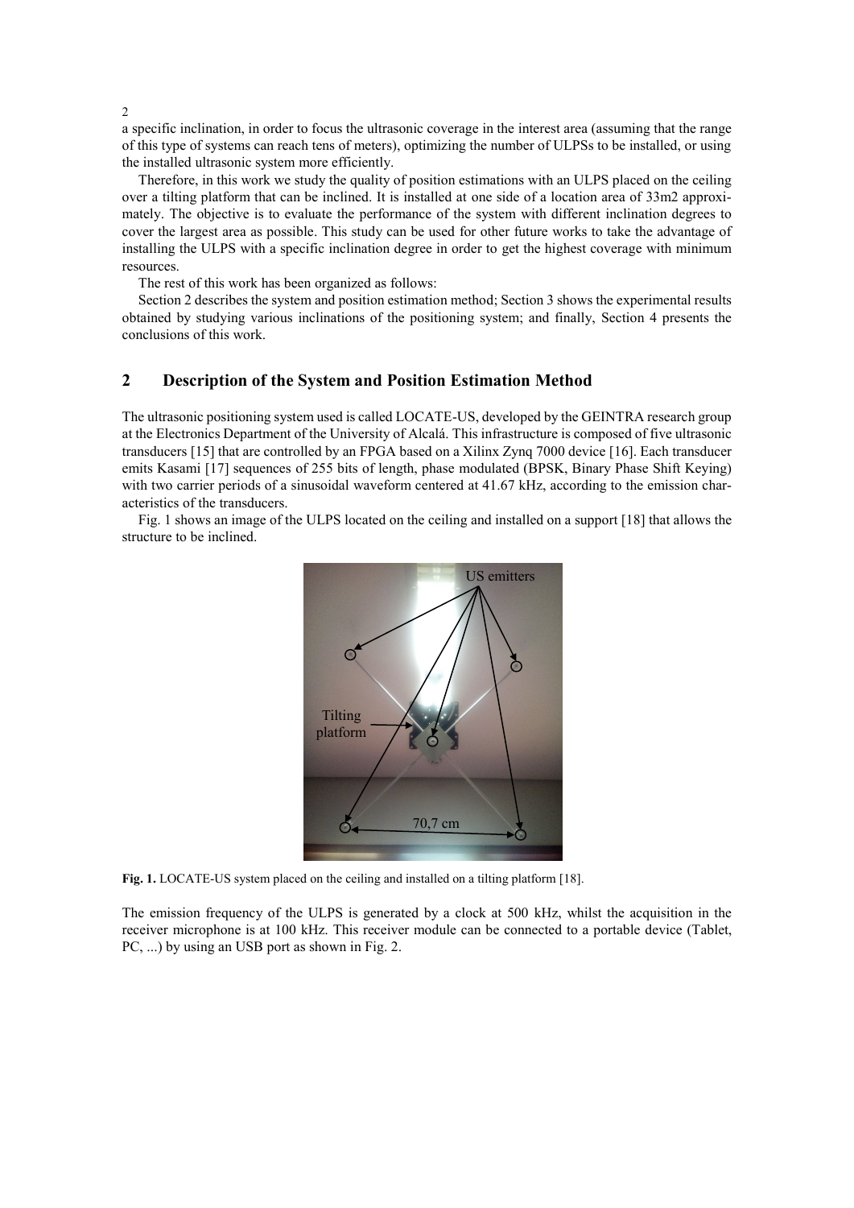a specific inclination, in order to focus the ultrasonic coverage in the interest area (assuming that the range of this type of systems can reach tens of meters), optimizing the number of ULPSs to be installed, or using the installed ultrasonic system more efficiently.

Therefore, in this work we study the quality of position estimations with an ULPS placed on the ceiling over a tilting platform that can be inclined. It is installed at one side of a location area of 33m2 approximately. The objective is to evaluate the performance of the system with different inclination degrees to cover the largest area as possible. This study can be used for other future works to take the advantage of installing the ULPS with a specific inclination degree in order to get the highest coverage with minimum resources.

The rest of this work has been organized as follows:

Section 2 describes the system and position estimation method; Section 3 shows the experimental results obtained by studying various inclinations of the positioning system; and finally, Section 4 presents the conclusions of this work.

## 2 Description of the System and Position Estimation Method

The ultrasonic positioning system used is called LOCATE-US, developed by the GEINTRA research group at the Electronics Department of the University of Alcalá. This infrastructure is composed of five ultrasonic transducers [15] that are controlled by an FPGA based on a Xilinx Zynq 7000 device [16]. Each transducer emits Kasami [17] sequences of 255 bits of length, phase modulated (BPSK, Binary Phase Shift Keying) with two carrier periods of a sinusoidal waveform centered at 41.67 kHz, according to the emission characteristics of the transducers.

Fig. 1 shows an image of the ULPS located on the ceiling and installed on a support [18] that allows the structure to be inclined.

**Fig. 1.** LOCATE-US system placed on the ceiling and installed on a tilting platform [18].

The emission frequency of the ULPS is generated by a clock at 500 kHz, whilst the acquisition in the receiver microphone is at 100 kHz. This receiver module can be connected to a portable device (Tablet, PC, ...) by using an USB port as shown in Fig. 2.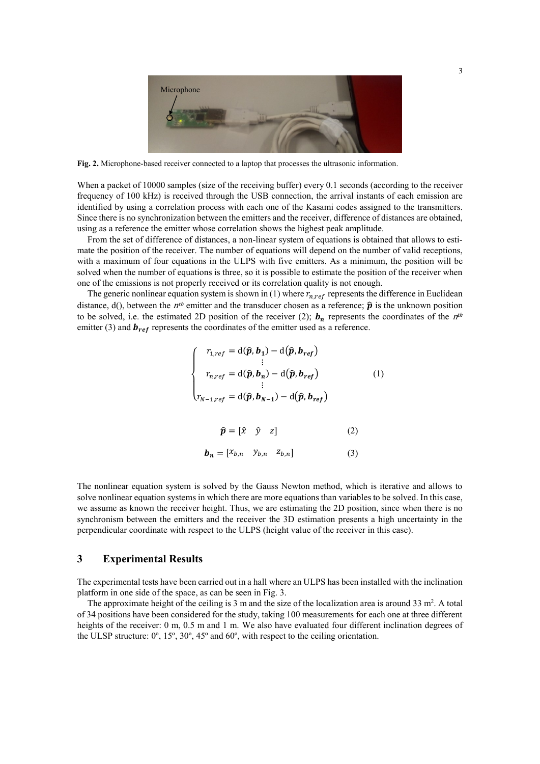Fig. 2. Microphone-based receiver connected to a laptop that processes the ultrasonic information.

When a packet of 10000 samples (size of the receiving buffer) every 0.1 seconds (according to the receiver frequency of 100 kHz) is received through the USB connection, the arrival instants of each emission are identified by using a correlation process with each one of the Kasami codes assigned to the transmitters. Since there is no synchronization between the emitters and the receiver, difference of distances are obtained, using as a reference the emitter whose correlation shows the highest peak amplitude.

From the set of difference of distances, a non-linear system of equations is obtained that allows to estimate the position of the receiver. The number of equations will depend on the number of valid receptions, with a maximum of four equations in the ULPS with five emitters. As a minimum, the position will be solved when the number of equations is three, so it is possible to estimate the position of the receiver when one of the emissions is not properly received or its correlation quality is not enough.

The generic nonlinear equation system is shown in (1) where $r_{n,ref}$ represents the difference in Euclidean distance, d(), between the $n^{th}$ emitter and the transducer chosen as a reference; $\hat{\boldsymbol{p}}$ is the unknown position to be solved, i.e. the estimated 2D position of the receiver (2); $\boldsymbol{b_n}$ represents the coordinates of the $n^{th}$ emitter (3) and $\boldsymbol{b_{ref}}$ represents the coordinates of the emitter used as a reference.

$$\begin{cases} r_{1,ref} = \mathrm{d}(\hat{\boldsymbol{p}}, \boldsymbol{b_1}) - \mathrm{d}(\hat{\boldsymbol{p}}, \boldsymbol{b_{ref}}) \\ \vdots \\ r_{n,ref} = \mathrm{d}(\hat{\boldsymbol{p}}, \boldsymbol{b_n}) - \mathrm{d}(\hat{\boldsymbol{p}}, \boldsymbol{b_{ref}}) \\ \vdots \\ r_{N-1,ref} = \mathrm{d}(\hat{\boldsymbol{p}}, \boldsymbol{b_{N-1}}) - \mathrm{d}(\hat{\boldsymbol{p}}, \boldsymbol{b_{ref}}) \end{cases} \tag{1}$$

$$\hat{\boldsymbol{p}} = [\hat{x} \quad \hat{y} \quad z] \tag{2}$$

$$\boldsymbol{b_n} = [x_{b,n} \quad y_{b,n} \quad z_{b,n}] \tag{3}$$

The nonlinear equation system is solved by the Gauss Newton method, which is iterative and allows to solve nonlinear equation systems in which there are more equations than variables to be solved. In this case, we assume as known the receiver height. Thus, we are estimating the 2D position, since when there is no synchronism between the emitters and the receiver the 3D estimation presents a high uncertainty in the perpendicular coordinate with respect to the ULPS (height value of the receiver in this case).

## 3 Experimental Results

The experimental tests have been carried out in a hall where an ULPS has been installed with the inclination platform in one side of the space, as can be seen in Fig. 3.

The approximate height of the ceiling is 3 m and the size of the localization area is around 33 m$^2$. A total of 34 positions have been considered for the study, taking 100 measurements for each one at three different heights of the receiver: 0 m, 0.5 m and 1 m. We also have evaluated four different inclination degrees of the ULSP structure: 0º, 15º, 30º, 45º and 60º, with respect to the ceiling orientation.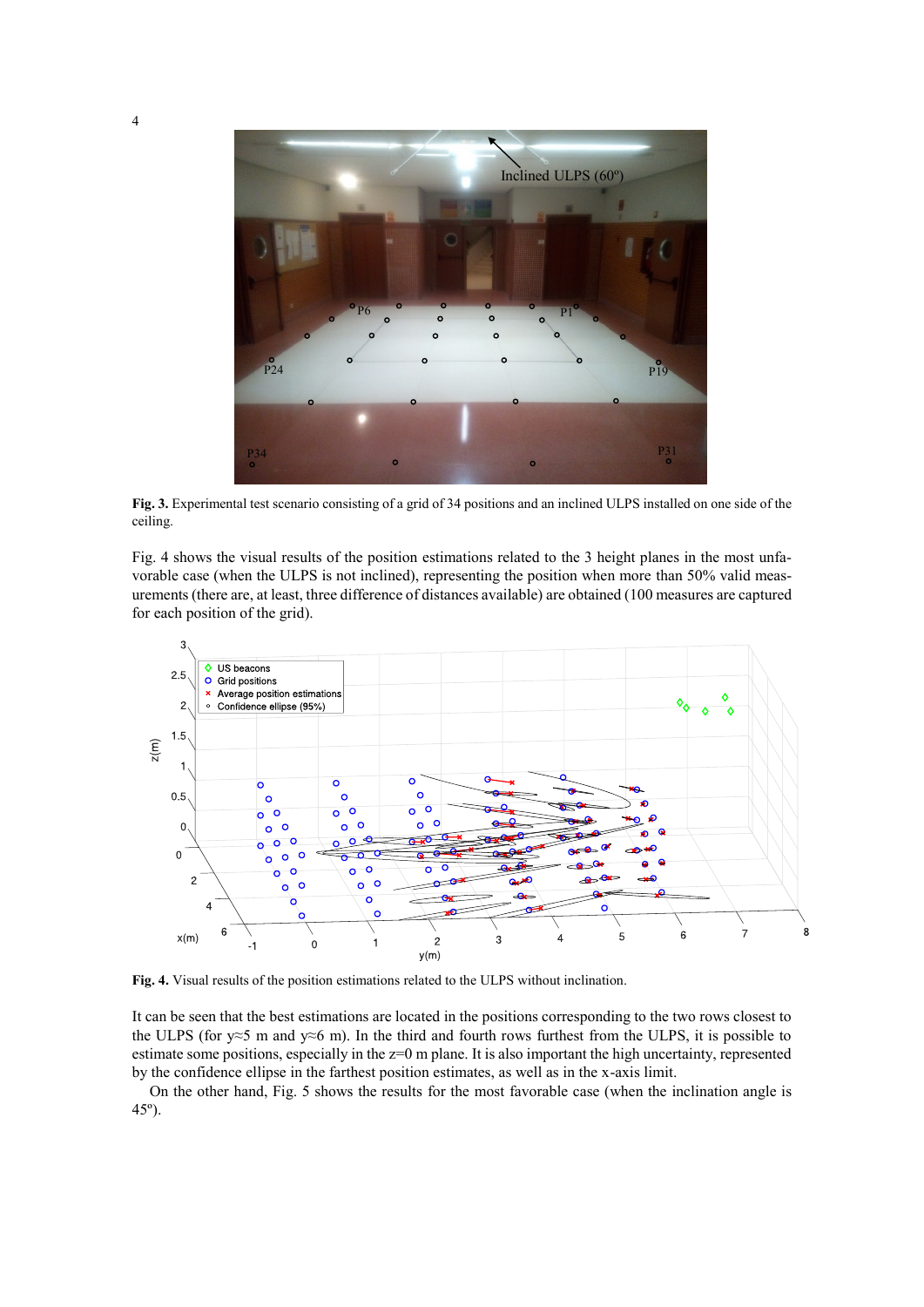**Fig. 3.** Experimental test scenario consisting of a grid of 34 positions and an inclined ULPS installed on one side of the ceiling.

Fig. 4 shows the visual results of the position estimations related to the 3 height planes in the most unfavorable case (when the ULPS is not inclined), representing the position when more than 50% valid measurements (there are, at least, three difference of distances available) are obtained (100 measures are captured for each position of the grid).

**Fig. 4.** Visual results of the position estimations related to the ULPS without inclination.

It can be seen that the best estimations are located in the positions corresponding to the two rows closest to the ULPS (for y≈5 m and y≈6 m). In the third and fourth rows furthest from the ULPS, it is possible to estimate some positions, especially in the z=0 m plane. It is also important the high uncertainty, represented by the confidence ellipse in the farthest position estimates, as well as in the x-axis limit.

On the other hand, Fig. 5 shows the results for the most favorable case (when the inclination angle is 45º).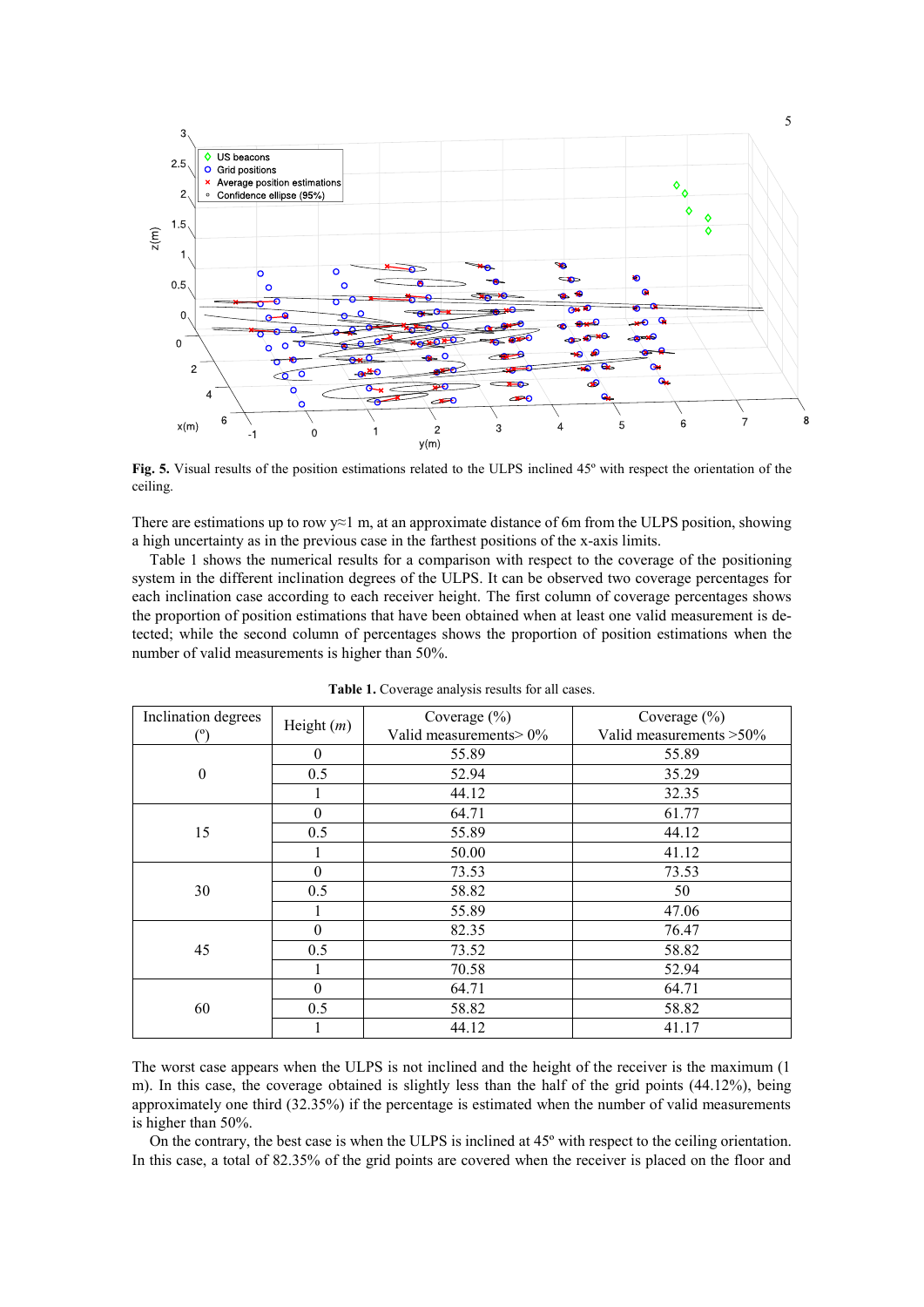**Fig. 5.** Visual results of the position estimations related to the ULPS inclined 45º with respect the orientation of the ceiling.

There are estimations up to row y≈1 m, at an approximate distance of 6m from the ULPS position, showing a high uncertainty as in the previous case in the farthest positions of the x-axis limits.

Table 1 shows the numerical results for a comparison with respect to the coverage of the positioning system in the different inclination degrees of the ULPS. It can be observed two coverage percentages for each inclination case according to each receiver height. The first column of coverage percentages shows the proportion of position estimations that have been obtained when at least one valid measurement is detected; while the second column of percentages shows the proportion of position estimations when the number of valid measurements is higher than 50%.

**Table 1.** Coverage analysis results for all cases.

| Inclination degrees (º) | Height (*m*) | Coverage (%) Valid measurements> 0% | Coverage (%) Valid measurements >50% |
|---|---|---|---|
| 0 | 0 | 55.89 | 55.89 |
| | 0.5 | 52.94 | 35.29 |
| | 1 | 44.12 | 32.35 |
| 15 | 0 | 64.71 | 61.77 |
| | 0.5 | 55.89 | 44.12 |
| | 1 | 50.00 | 41.12 |
| 30 | 0 | 73.53 | 73.53 |
| | 0.5 | 58.82 | 50 |
| | 1 | 55.89 | 47.06 |
| 45 | 0 | 82.35 | 76.47 |
| | 0.5 | 73.52 | 58.82 |
| | 1 | 70.58 | 52.94 |
| 60 | 0 | 64.71 | 64.71 |
| | 0.5 | 58.82 | 58.82 |
| | 1 | 44.12 | 41.17 |

The worst case appears when the ULPS is not inclined and the height of the receiver is the maximum (1 m). In this case, the coverage obtained is slightly less than the half of the grid points (44.12%), being approximately one third (32.35%) if the percentage is estimated when the number of valid measurements is higher than 50%.

On the contrary, the best case is when the ULPS is inclined at 45º with respect to the ceiling orientation. In this case, a total of 82.35% of the grid points are covered when the receiver is placed on the floor and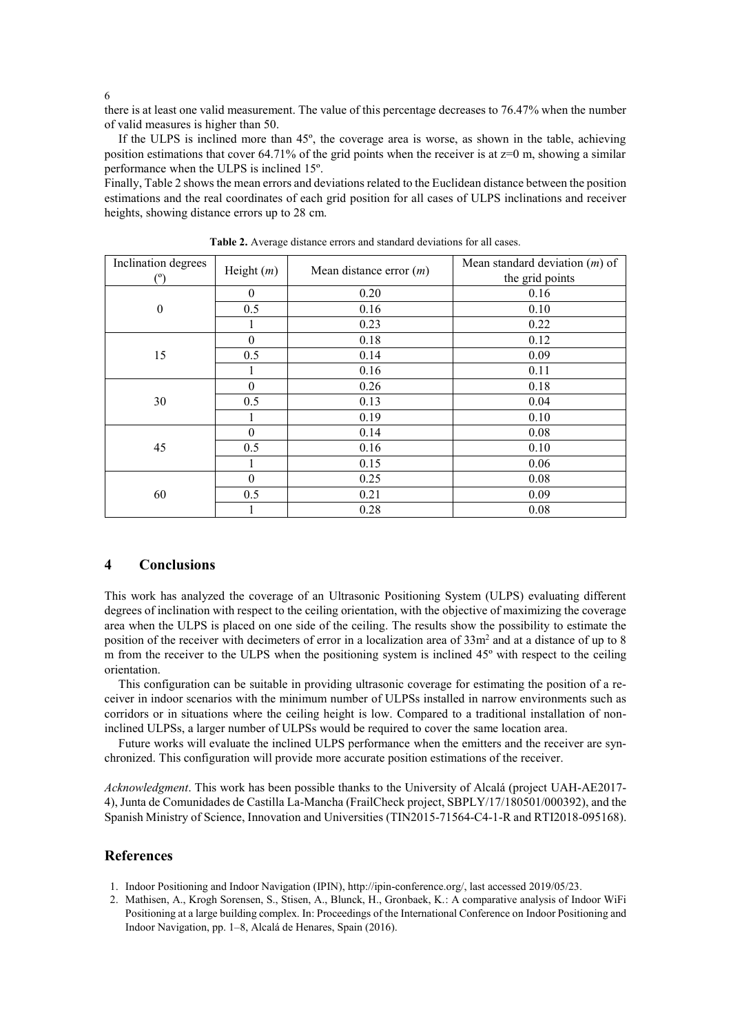there is at least one valid measurement. The value of this percentage decreases to 76.47% when the number of valid measures is higher than 50.

If the ULPS is inclined more than 45º, the coverage area is worse, as shown in the table, achieving position estimations that cover 64.71% of the grid points when the receiver is at z=0 m, showing a similar performance when the ULPS is inclined 15º.

Finally, Table 2 shows the mean errors and deviations related to the Euclidean distance between the position estimations and the real coordinates of each grid position for all cases of ULPS inclinations and receiver heights, showing distance errors up to 28 cm.

**Table 2.** Average distance errors and standard deviations for all cases.

| Inclination degrees (º) | Height (*m*) | Mean distance error (*m*) | Mean standard deviation (*m*) of the grid points |
|---|---|---|---|
| 0 | 0 | 0.20 | 0.16 |
| | 0.5 | 0.16 | 0.10 |
| | 1 | 0.23 | 0.22 |
| 15 | 0 | 0.18 | 0.12 |
| | 0.5 | 0.14 | 0.09 |
| | 1 | 0.16 | 0.11 |
| 30 | 0 | 0.26 | 0.18 |
| | 0.5 | 0.13 | 0.04 |
| | 1 | 0.19 | 0.10 |
| 45 | 0 | 0.14 | 0.08 |
| | 0.5 | 0.16 | 0.10 |
| | 1 | 0.15 | 0.06 |
| 60 | 0 | 0.25 | 0.08 |
| | 0.5 | 0.21 | 0.09 |
| | 1 | 0.28 | 0.08 |

## 4 Conclusions

This work has analyzed the coverage of an Ultrasonic Positioning System (ULPS) evaluating different degrees of inclination with respect to the ceiling orientation, with the objective of maximizing the coverage area when the ULPS is placed on one side of the ceiling. The results show the possibility to estimate the position of the receiver with decimeters of error in a localization area of $33m^2$ and at a distance of up to 8 m from the receiver to the ULPS when the positioning system is inclined 45º with respect to the ceiling orientation.

This configuration can be suitable in providing ultrasonic coverage for estimating the position of a receiver in indoor scenarios with the minimum number of ULPSs installed in narrow environments such as corridors or in situations where the ceiling height is low. Compared to a traditional installation of non-inclined ULPSs, a larger number of ULPSs would be required to cover the same location area.

Future works will evaluate the inclined ULPS performance when the emitters and the receiver are synchronized. This configuration will provide more accurate position estimations of the receiver.

*Acknowledgment*. This work has been possible thanks to the University of Alcalá (project UAH-AE2017-4), Junta de Comunidades de Castilla La-Mancha (FrailCheck project, SBPLY/17/180501/000392), and the Spanish Ministry of Science, Innovation and Universities (TIN2015-71564-C4-1-R and RTI2018-095168).

## References

1. Indoor Positioning and Indoor Navigation (IPIN), http://ipin-conference.org/, last accessed 2019/05/23.
2. Mathisen, A., Krogh Sorensen, S., Stisen, A., Blunck, H., Gronbaek, K.: A comparative analysis of Indoor WiFi Positioning at a large building complex. In: Proceedings of the International Conference on Indoor Positioning and Indoor Navigation, pp. 1–8, Alcalá de Henares, Spain (2016).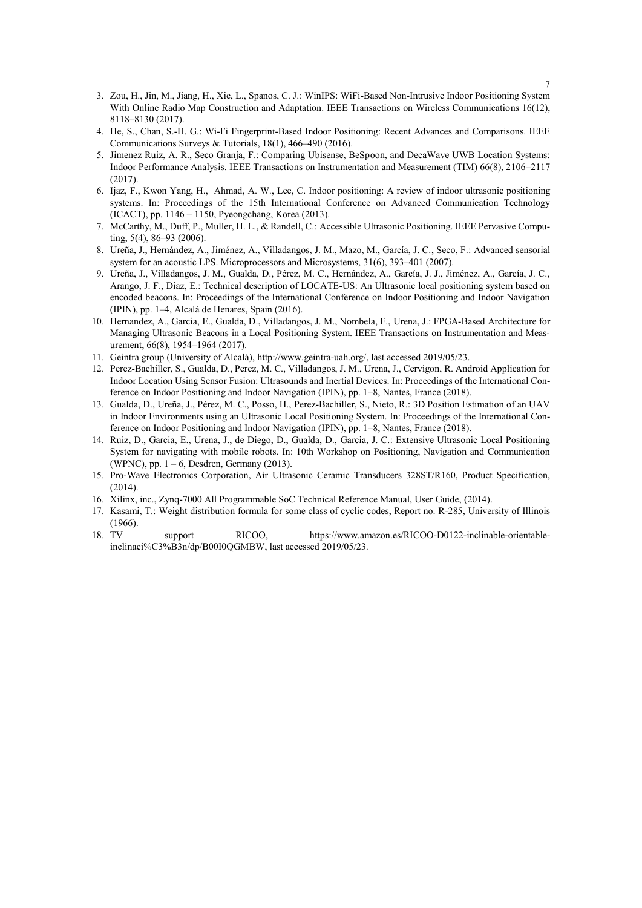3. Zou, H., Jin, M., Jiang, H., Xie, L., Spanos, C. J.: WinIPS: WiFi-Based Non-Intrusive Indoor Positioning System With Online Radio Map Construction and Adaptation. IEEE Transactions on Wireless Communications 16(12), 8118–8130 (2017).
4. He, S., Chan, S.-H. G.: Wi-Fi Fingerprint-Based Indoor Positioning: Recent Advances and Comparisons. IEEE Communications Surveys & Tutorials, 18(1), 466–490 (2016).
5. Jimenez Ruiz, A. R., Seco Granja, F.: Comparing Ubisense, BeSpoon, and DecaWave UWB Location Systems: Indoor Performance Analysis. IEEE Transactions on Instrumentation and Measurement (TIM) 66(8), 2106–2117 (2017).
6. Ijaz, F., Kwon Yang, H., Ahmad, A. W., Lee, C. Indoor positioning: A review of indoor ultrasonic positioning systems. In: Proceedings of the 15th International Conference on Advanced Communication Technology (ICACT), pp. 1146 – 1150, Pyeongchang, Korea (2013).
7. McCarthy, M., Duff, P., Muller, H. L., & Randell, C.: Accessible Ultrasonic Positioning. IEEE Pervasive Computing, 5(4), 86–93 (2006).
8. Ureña, J., Hernández, A., Jiménez, A., Villadangos, J. M., Mazo, M., García, J. C., Seco, F.: Advanced sensorial system for an acoustic LPS. Microprocessors and Microsystems, 31(6), 393–401 (2007).
9. Ureña, J., Villadangos, J. M., Gualda, D., Pérez, M. C., Hernández, A., García, J. J., Jiménez, A., García, J. C., Arango, J. F., Díaz, E.: Technical description of LOCATE-US: An Ultrasonic local positioning system based on encoded beacons. In: Proceedings of the International Conference on Indoor Positioning and Indoor Navigation (IPIN), pp. 1–4, Alcalá de Henares, Spain (2016).
10. Hernandez, A., Garcia, E., Gualda, D., Villadangos, J. M., Nombela, F., Urena, J.: FPGA-Based Architecture for Managing Ultrasonic Beacons in a Local Positioning System. IEEE Transactions on Instrumentation and Measurement, 66(8), 1954–1964 (2017).
11. Geintra group (University of Alcalá), http://www.geintra-uah.org/, last accessed 2019/05/23.
12. Perez-Bachiller, S., Gualda, D., Perez, M. C., Villadangos, J. M., Urena, J., Cervigon, R. Android Application for Indoor Location Using Sensor Fusion: Ultrasounds and Inertial Devices. In: Proceedings of the International Conference on Indoor Positioning and Indoor Navigation (IPIN), pp. 1–8, Nantes, France (2018).
13. Gualda, D., Ureña, J., Pérez, M. C., Posso, H., Perez-Bachiller, S., Nieto, R.: 3D Position Estimation of an UAV in Indoor Environments using an Ultrasonic Local Positioning System. In: Proceedings of the International Conference on Indoor Positioning and Indoor Navigation (IPIN), pp. 1–8, Nantes, France (2018).
14. Ruiz, D., Garcia, E., Urena, J., de Diego, D., Gualda, D., Garcia, J. C.: Extensive Ultrasonic Local Positioning System for navigating with mobile robots. In: 10th Workshop on Positioning, Navigation and Communication (WPNC), pp. 1 – 6, Desdren, Germany (2013).
15. Pro-Wave Electronics Corporation, Air Ultrasonic Ceramic Transducers 328ST/R160, Product Specification, (2014).
16. Xilinx, inc., Zynq-7000 All Programmable SoC Technical Reference Manual, User Guide, (2014).
17. Kasami, T.: Weight distribution formula for some class of cyclic codes, Report no. R-285, University of Illinois (1966).
18. TV support RICOO, https://www.amazon.es/RICOO-D0122-inclinable-orientable-inclinaci%C3%B3n/dp/B00I0QGMBW, last accessed 2019/05/23.